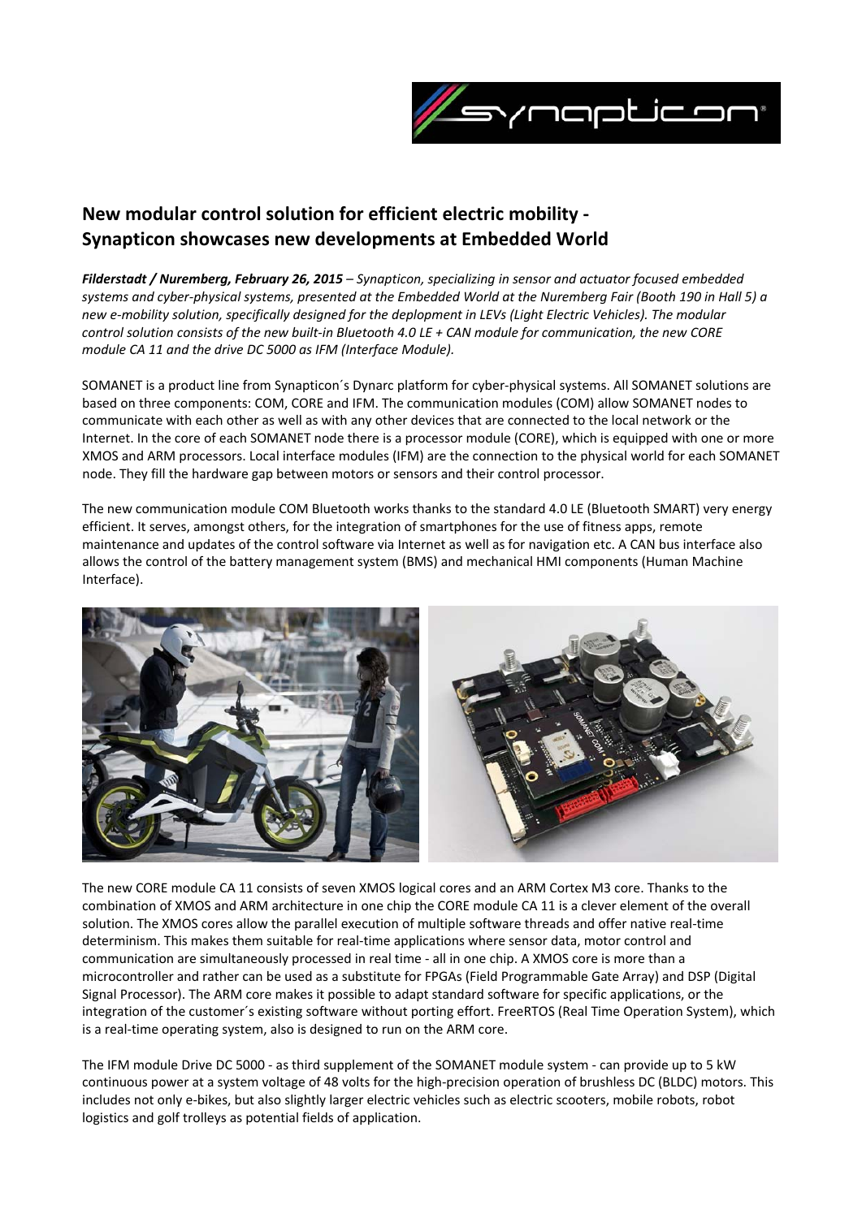## New modular control solution for efficient electric mobility - Synapticon showcases new developments at Embedded World

***Filderstadt / Nuremberg, February 26, 2015** – Synapticon, specializing in sensor and actuator focused embedded systems and cyber-physical systems, presented at the Embedded World at the Nuremberg Fair (Booth 190 in Hall 5) a new e-mobility solution, specifically designed for the deplopment in LEVs (Light Electric Vehicles). The modular control solution consists of the new built-in Bluetooth 4.0 LE + CAN module for communication, the new CORE module CA 11 and the drive DC 5000 as IFM (Interface Module).*

SOMANET is a product line from Synapticon´s Dynarc platform for cyber-physical systems. All SOMANET solutions are based on three components: COM, CORE and IFM. The communication modules (COM) allow SOMANET nodes to communicate with each other as well as with any other devices that are connected to the local network or the Internet. In the core of each SOMANET node there is a processor module (CORE), which is equipped with one or more XMOS and ARM processors. Local interface modules (IFM) are the connection to the physical world for each SOMANET node. They fill the hardware gap between motors or sensors and their control processor.

The new communication module COM Bluetooth works thanks to the standard 4.0 LE (Bluetooth SMART) very energy efficient. It serves, amongst others, for the integration of smartphones for the use of fitness apps, remote maintenance and updates of the control software via Internet as well as for navigation etc. A CAN bus interface also allows the control of the battery management system (BMS) and mechanical HMI components (Human Machine Interface).

The new CORE module CA 11 consists of seven XMOS logical cores and an ARM Cortex M3 core. Thanks to the combination of XMOS and ARM architecture in one chip the CORE module CA 11 is a clever element of the overall solution. The XMOS cores allow the parallel execution of multiple software threads and offer native real-time determinism. This makes them suitable for real-time applications where sensor data, motor control and communication are simultaneously processed in real time - all in one chip. A XMOS core is more than a microcontroller and rather can be used as a substitute for FPGAs (Field Programmable Gate Array) and DSP (Digital Signal Processor). The ARM core makes it possible to adapt standard software for specific applications, or the integration of the customer´s existing software without porting effort. FreeRTOS (Real Time Operation System), which is a real-time operating system, also is designed to run on the ARM core.

The IFM module Drive DC 5000 - as third supplement of the SOMANET module system - can provide up to 5 kW continuous power at a system voltage of 48 volts for the high-precision operation of brushless DC (BLDC) motors. This includes not only e-bikes, but also slightly larger electric vehicles such as electric scooters, mobile robots, robot logistics and golf trolleys as potential fields of application.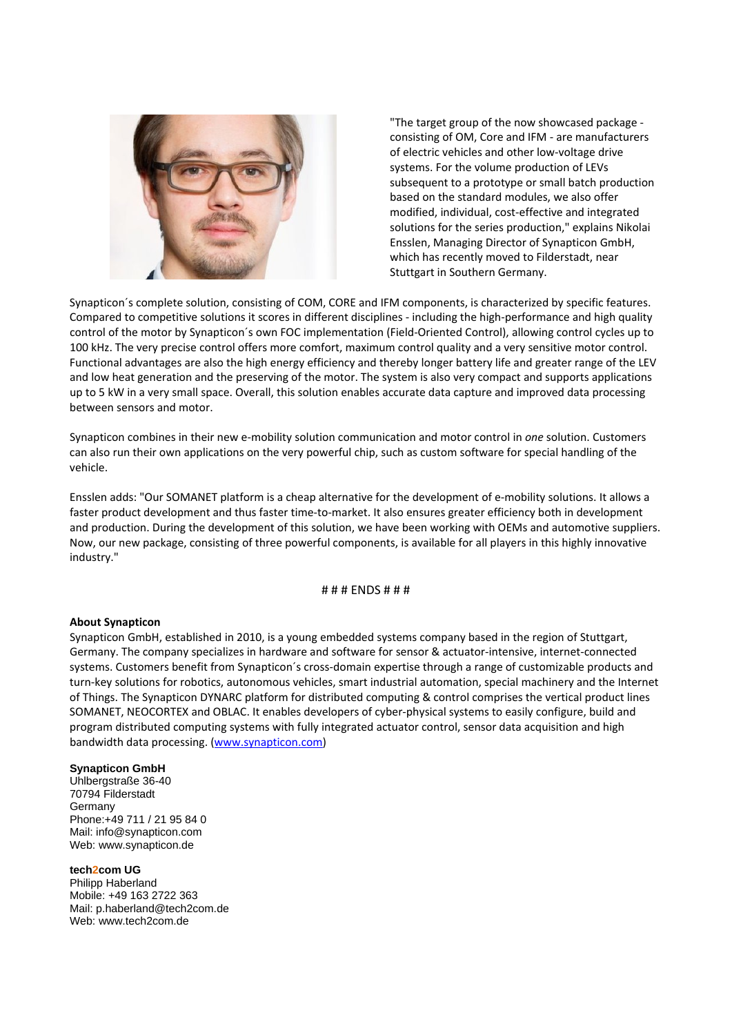"The target group of the now showcased package - consisting of OM, Core and IFM - are manufacturers of electric vehicles and other low-voltage drive systems. For the volume production of LEVs subsequent to a prototype or small batch production based on the standard modules, we also offer modified, individual, cost-effective and integrated solutions for the series production," explains Nikolai Ensslen, Managing Director of Synapticon GmbH, which has recently moved to Filderstadt, near Stuttgart in Southern Germany.

Synapticon´s complete solution, consisting of COM, CORE and IFM components, is characterized by specific features. Compared to competitive solutions it scores in different disciplines - including the high-performance and high quality control of the motor by Synapticon´s own FOC implementation (Field-Oriented Control), allowing control cycles up to 100 kHz. The very precise control offers more comfort, maximum control quality and a very sensitive motor control. Functional advantages are also the high energy efficiency and thereby longer battery life and greater range of the LEV and low heat generation and the preserving of the motor. The system is also very compact and supports applications up to 5 kW in a very small space. Overall, this solution enables accurate data capture and improved data processing between sensors and motor.

Synapticon combines in their new e-mobility solution communication and motor control in *one* solution. Customers can also run their own applications on the very powerful chip, such as custom software for special handling of the vehicle.

Ensslen adds: "Our SOMANET platform is a cheap alternative for the development of e-mobility solutions. It allows a faster product development and thus faster time-to-market. It also ensures greater efficiency both in development and production. During the development of this solution, we have been working with OEMs and automotive suppliers. Now, our new package, consisting of three powerful components, is available for all players in this highly innovative industry."

# # # ENDS # # #

**About Synapticon**
Synapticon GmbH, established in 2010, is a young embedded systems company based in the region of Stuttgart, Germany. The company specializes in hardware and software for sensor & actuator-intensive, internet-connected systems. Customers benefit from Synapticon´s cross-domain expertise through a range of customizable products and turn-key solutions for robotics, autonomous vehicles, smart industrial automation, special machinery and the Internet of Things. The Synapticon DYNARC platform for distributed computing & control comprises the vertical product lines SOMANET, NEOCORTEX and OBLAC. It enables developers of cyber-physical systems to easily configure, build and program distributed computing systems with fully integrated actuator control, sensor data acquisition and high bandwidth data processing. ([www.synapticon.com](www.synapticon.com))

**Synapticon GmbH**
Uhlbergstraße 36-40
70794 Filderstadt
Germany
Phone:+49 711 / 21 95 84 0
Mail: info@synapticon.com
Web: www.synapticon.de

**tech2com UG**
Philipp Haberland
Mobile: +49 163 2722 363
Mail: p.haberland@tech2com.de
Web: www.tech2com.de